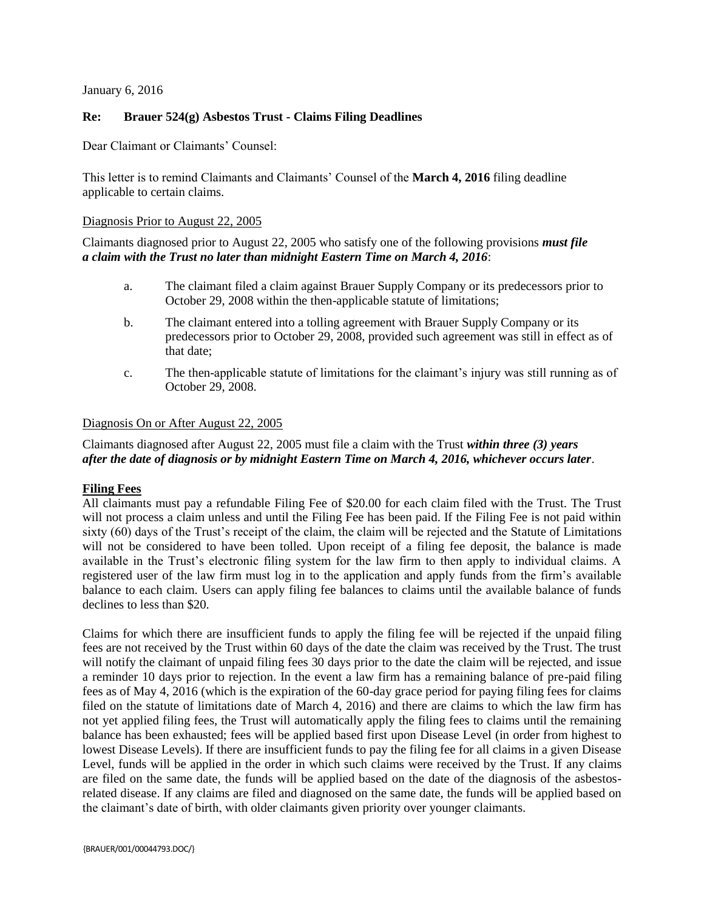January 6, 2016

**Re: Brauer 524(g) Asbestos Trust - Claims Filing Deadlines**

Dear Claimant or Claimants' Counsel:

This letter is to remind Claimants and Claimants' Counsel of the **March 4, 2016** filing deadline applicable to certain claims.

Diagnosis Prior to August 22, 2005

Claimants diagnosed prior to August 22, 2005 who satisfy one of the following provisions ***must file a claim with the Trust no later than midnight Eastern Time on March 4, 2016***:

a. The claimant filed a claim against Brauer Supply Company or its predecessors prior to October 29, 2008 within the then-applicable statute of limitations;

b. The claimant entered into a tolling agreement with Brauer Supply Company or its predecessors prior to October 29, 2008, provided such agreement was still in effect as of that date;

c. The then-applicable statute of limitations for the claimant's injury was still running as of October 29, 2008.

Diagnosis On or After August 22, 2005

Claimants diagnosed after August 22, 2005 must file a claim with the Trust ***within three (3) years after the date of diagnosis or by midnight Eastern Time on March 4, 2016, whichever occurs later***.

**Filing Fees**

All claimants must pay a refundable Filing Fee of $20.00 for each claim filed with the Trust. The Trust will not process a claim unless and until the Filing Fee has been paid. If the Filing Fee is not paid within sixty (60) days of the Trust's receipt of the claim, the claim will be rejected and the Statute of Limitations will not be considered to have been tolled. Upon receipt of a filing fee deposit, the balance is made available in the Trust's electronic filing system for the law firm to then apply to individual claims. A registered user of the law firm must log in to the application and apply funds from the firm's available balance to each claim. Users can apply filing fee balances to claims until the available balance of funds declines to less than $20.

Claims for which there are insufficient funds to apply the filing fee will be rejected if the unpaid filing fees are not received by the Trust within 60 days of the date the claim was received by the Trust. The trust will notify the claimant of unpaid filing fees 30 days prior to the date the claim will be rejected, and issue a reminder 10 days prior to rejection. In the event a law firm has a remaining balance of pre-paid filing fees as of May 4, 2016 (which is the expiration of the 60-day grace period for paying filing fees for claims filed on the statute of limitations date of March 4, 2016) and there are claims to which the law firm has not yet applied filing fees, the Trust will automatically apply the filing fees to claims until the remaining balance has been exhausted; fees will be applied based first upon Disease Level (in order from highest to lowest Disease Levels). If there are insufficient funds to pay the filing fee for all claims in a given Disease Level, funds will be applied in the order in which such claims were received by the Trust. If any claims are filed on the same date, the funds will be applied based on the date of the diagnosis of the asbestos-related disease. If any claims are filed and diagnosed on the same date, the funds will be applied based on the claimant's date of birth, with older claimants given priority over younger claimants.

{BRAUER/001/00044793.DOC/}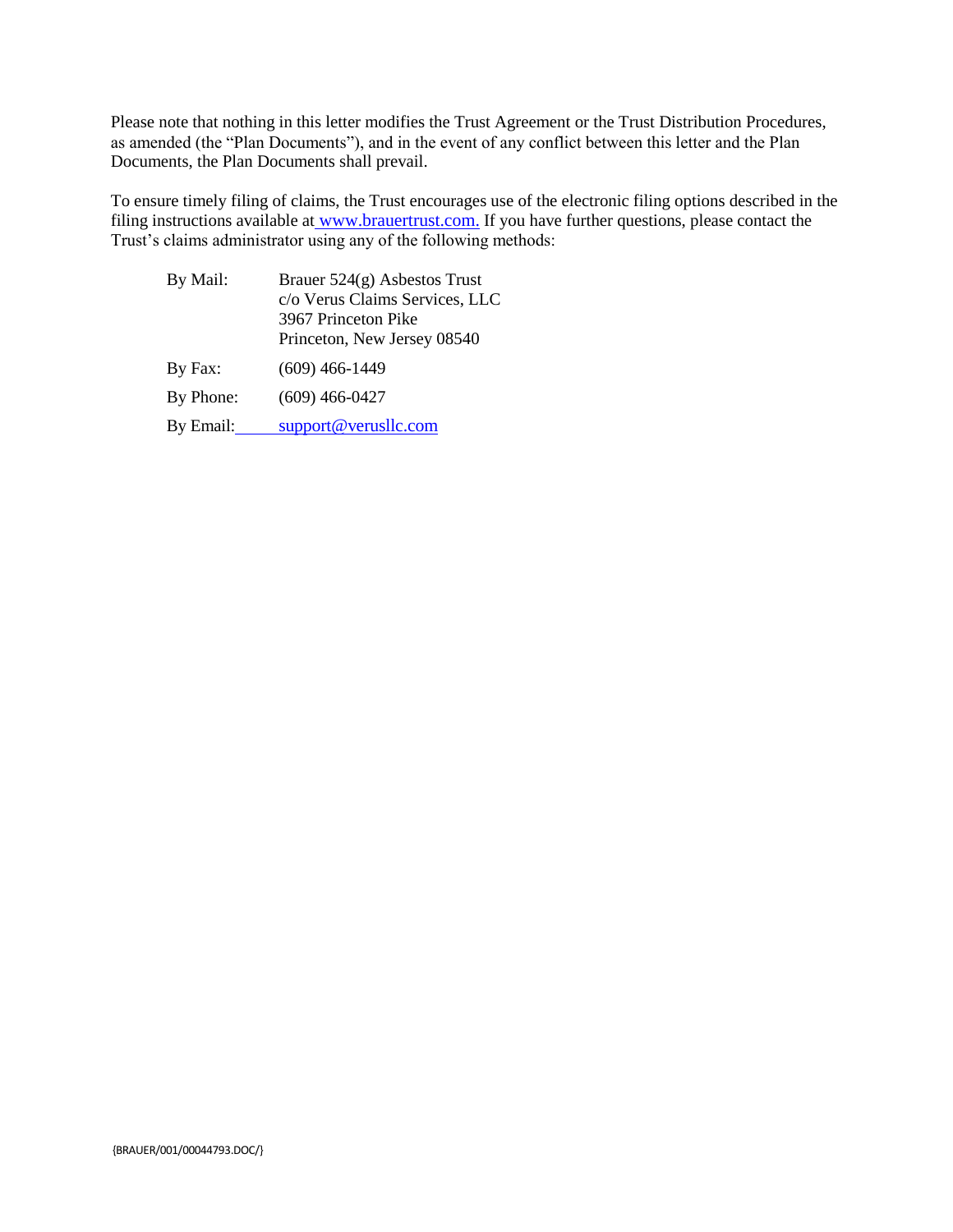Please note that nothing in this letter modifies the Trust Agreement or the Trust Distribution Procedures, as amended (the "Plan Documents"), and in the event of any conflict between this letter and the Plan Documents, the Plan Documents shall prevail.

To ensure timely filing of claims, the Trust encourages use of the electronic filing options described in the filing instructions available at www.brauertrust.com. If you have further questions, please contact the Trust's claims administrator using any of the following methods:

| | |
|---|---|
| By Mail: | Brauer 524(g) Asbestos Trust<br>c/o Verus Claims Services, LLC<br>3967 Princeton Pike<br>Princeton, New Jersey 08540 |
| By Fax: | (609) 466-1449 |
| By Phone: | (609) 466-0427 |
| By Email: | support@verusllc.com |

{BRAUER/001/00044793.DOC/}